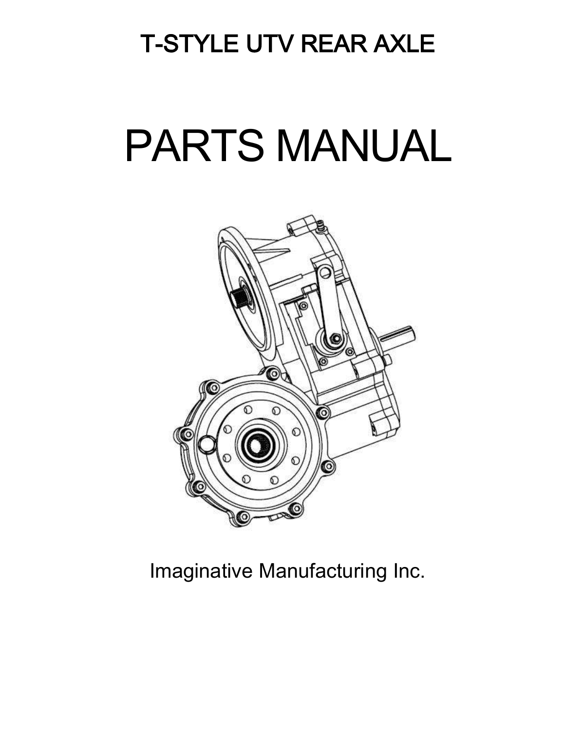# T-STYLE UTV REAR AXLE

# PARTS MANUAL

Imaginative Manufacturing Inc.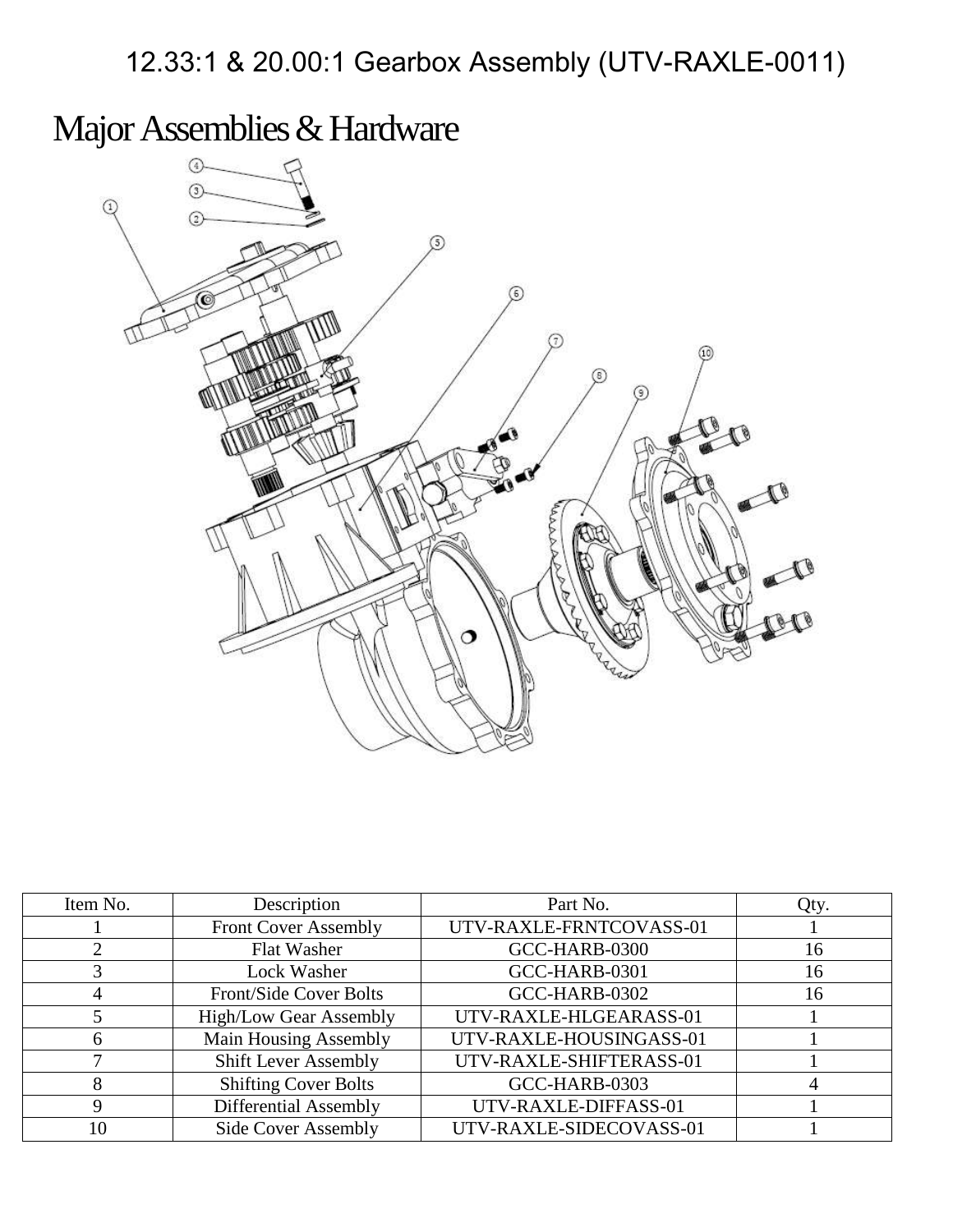# 12.33:1 & 20.00:1 Gearbox Assembly (UTV-RAXLE-0011)

## Major Assemblies & Hardware

| Item No. | Description | Part No. | Qty. |
|---|---|---|---|
| 1 | Front Cover Assembly | UTV-RAXLE-FRNTCOVASS-01 | 1 |
| 2 | Flat Washer | GCC-HARB-0300 | 16 |
| 3 | Lock Washer | GCC-HARB-0301 | 16 |
| 4 | Front/Side Cover Bolts | GCC-HARB-0302 | 16 |
| 5 | High/Low Gear Assembly | UTV-RAXLE-HLGEARASS-01 | 1 |
| 6 | Main Housing Assembly | UTV-RAXLE-HOUSINGASS-01 | 1 |
| 7 | Shift Lever Assembly | UTV-RAXLE-SHIFTERASS-01 | 1 |
| 8 | Shifting Cover Bolts | GCC-HARB-0303 | 4 |
| 9 | Differential Assembly | UTV-RAXLE-DIFFASS-01 | 1 |
| 10 | Side Cover Assembly | UTV-RAXLE-SIDECOVASS-01 | 1 |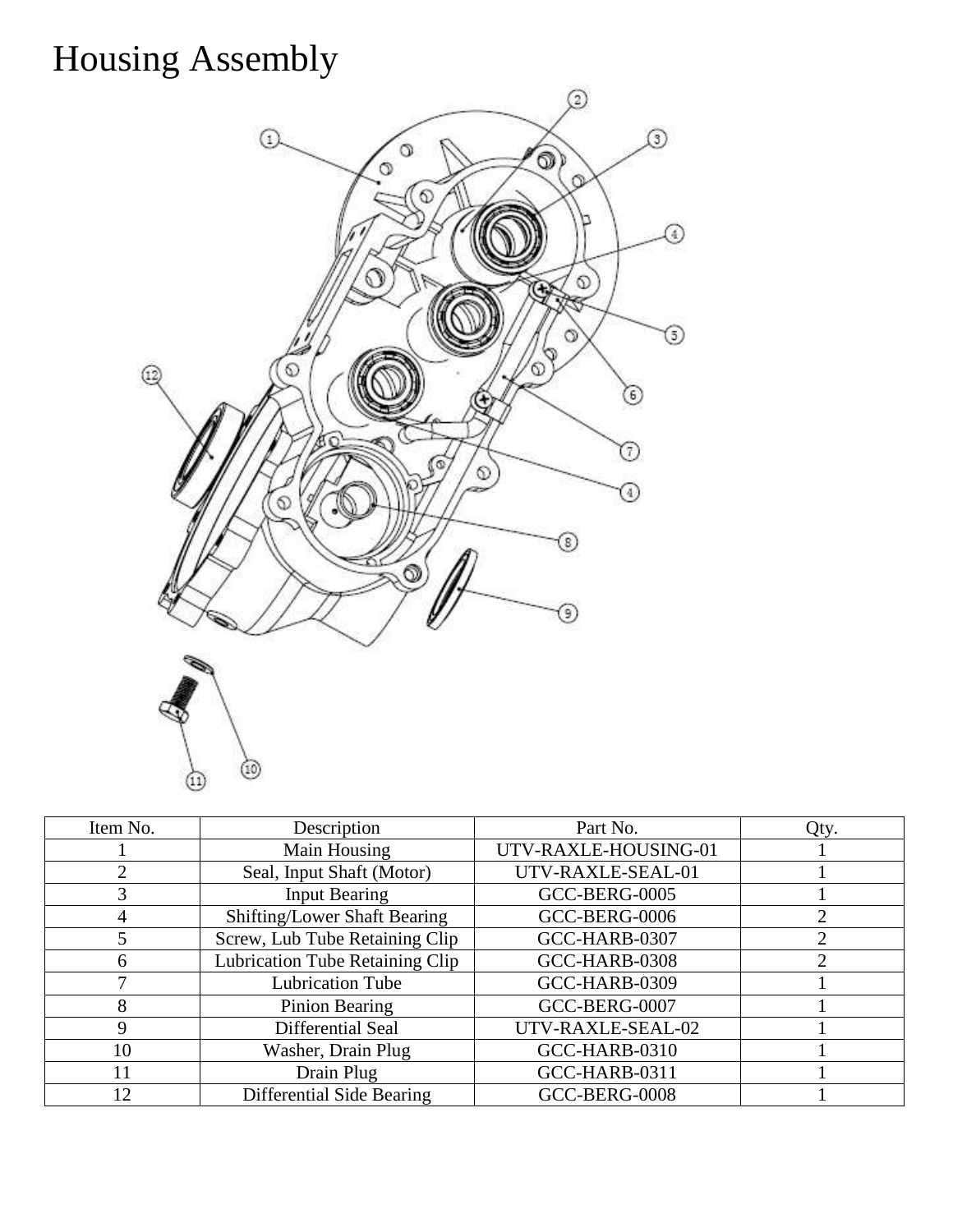# Housing Assembly

| Item No. | Description | Part No. | Qty. |
|---|---|---|---|
| 1 | Main Housing | UTV-RAXLE-HOUSING-01 | 1 |
| 2 | Seal, Input Shaft (Motor) | UTV-RAXLE-SEAL-01 | 1 |
| 3 | Input Bearing | GCC-BERG-0005 | 1 |
| 4 | Shifting/Lower Shaft Bearing | GCC-BERG-0006 | 2 |
| 5 | Screw, Lub Tube Retaining Clip | GCC-HARB-0307 | 2 |
| 6 | Lubrication Tube Retaining Clip | GCC-HARB-0308 | 2 |
| 7 | Lubrication Tube | GCC-HARB-0309 | 1 |
| 8 | Pinion Bearing | GCC-BERG-0007 | 1 |
| 9 | Differential Seal | UTV-RAXLE-SEAL-02 | 1 |
| 10 | Washer, Drain Plug | GCC-HARB-0310 | 1 |
| 11 | Drain Plug | GCC-HARB-0311 | 1 |
| 12 | Differential Side Bearing | GCC-BERG-0008 | 1 |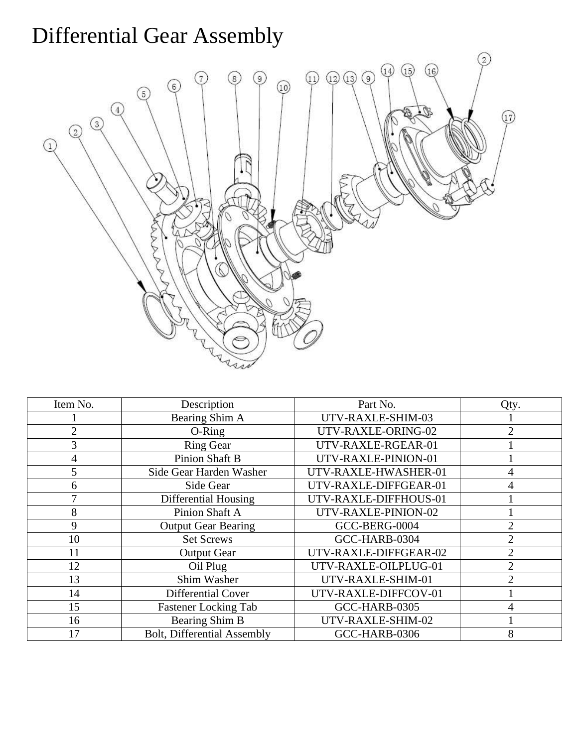# Differential Gear Assembly

| Item No. | Description | Part No. | Qty. |
| --- | --- | --- | --- |
| 1 | Bearing Shim A | UTV-RAXLE-SHIM-03 | 1 |
| 2 | O-Ring | UTV-RAXLE-ORING-02 | 2 |
| 3 | Ring Gear | UTV-RAXLE-RGEAR-01 | 1 |
| 4 | Pinion Shaft B | UTV-RAXLE-PINION-01 | 1 |
| 5 | Side Gear Harden Washer | UTV-RAXLE-HWASHER-01 | 4 |
| 6 | Side Gear | UTV-RAXLE-DIFFGEAR-01 | 4 |
| 7 | Differential Housing | UTV-RAXLE-DIFFHOUS-01 | 1 |
| 8 | Pinion Shaft A | UTV-RAXLE-PINION-02 | 1 |
| 9 | Output Gear Bearing | GCC-BERG-0004 | 2 |
| 10 | Set Screws | GCC-HARB-0304 | 2 |
| 11 | Output Gear | UTV-RAXLE-DIFFGEAR-02 | 2 |
| 12 | Oil Plug | UTV-RAXLE-OILPLUG-01 | 2 |
| 13 | Shim Washer | UTV-RAXLE-SHIM-01 | 2 |
| 14 | Differential Cover | UTV-RAXLE-DIFFCOV-01 | 1 |
| 15 | Fastener Locking Tab | GCC-HARB-0305 | 4 |
| 16 | Bearing Shim B | UTV-RAXLE-SHIM-02 | 1 |
| 17 | Bolt, Differential Assembly | GCC-HARB-0306 | 8 |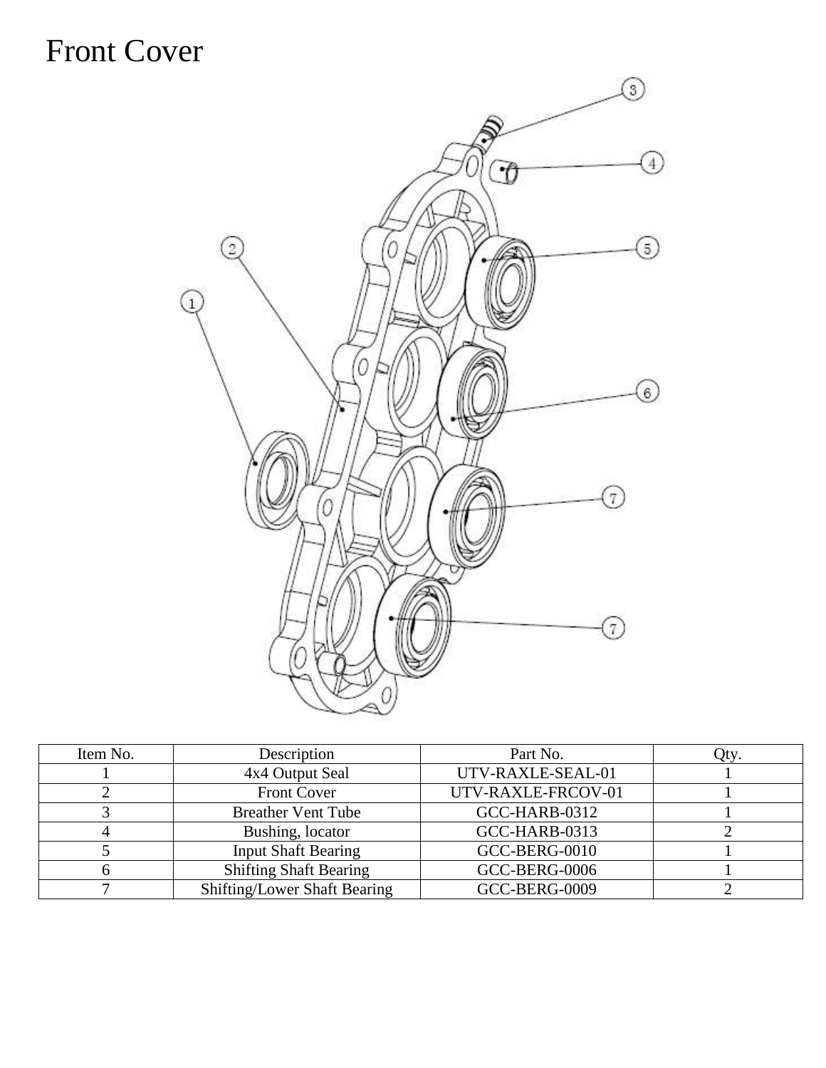# Front Cover

| Item No. | Description | Part No. | Qty. |
|---|---|---|---|
| 1 | 4x4 Output Seal | UTV-RAXLE-SEAL-01 | 1 |
| 2 | Front Cover | UTV-RAXLE-FRCOV-01 | 1 |
| 3 | Breather Vent Tube | GCC-HARB-0312 | 1 |
| 4 | Bushing, locator | GCC-HARB-0313 | 2 |
| 5 | Input Shaft Bearing | GCC-BERG-0010 | 1 |
| 6 | Shifting Shaft Bearing | GCC-BERG-0006 | 1 |
| 7 | Shifting/Lower Shaft Bearing | GCC-BERG-0009 | 2 |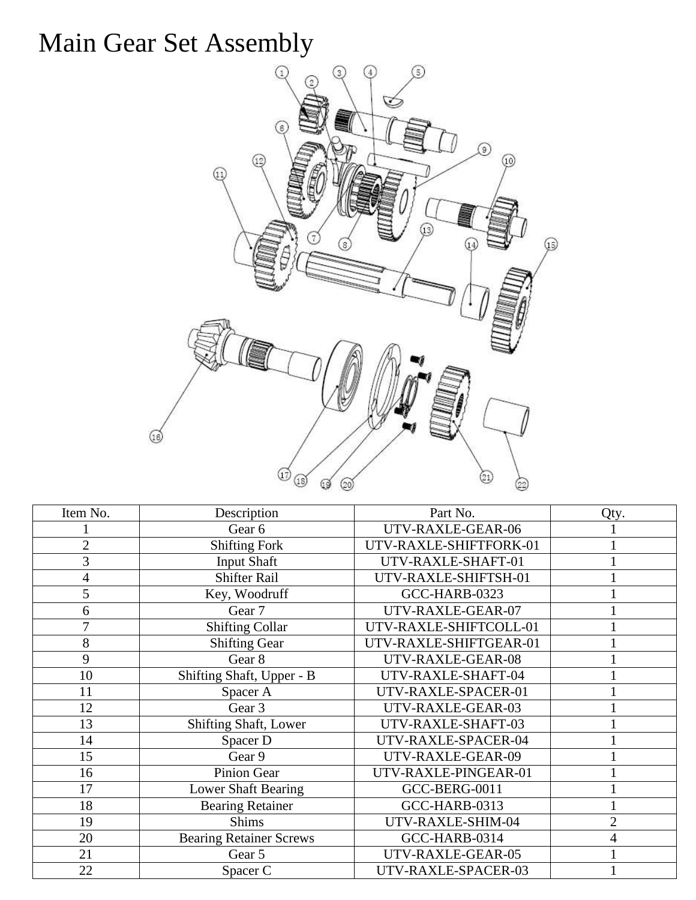# Main Gear Set Assembly

| Item No. | Description | Part No. | Qty. |
|---|---|---|---|
| 1 | Gear 6 | UTV-RAXLE-GEAR-06 | 1 |
| 2 | Shifting Fork | UTV-RAXLE-SHIFTFORK-01 | 1 |
| 3 | Input Shaft | UTV-RAXLE-SHAFT-01 | 1 |
| 4 | Shifter Rail | UTV-RAXLE-SHIFTSH-01 | 1 |
| 5 | Key, Woodruff | GCC-HARB-0323 | 1 |
| 6 | Gear 7 | UTV-RAXLE-GEAR-07 | 1 |
| 7 | Shifting Collar | UTV-RAXLE-SHIFTCOLL-01 | 1 |
| 8 | Shifting Gear | UTV-RAXLE-SHIFTGEAR-01 | 1 |
| 9 | Gear 8 | UTV-RAXLE-GEAR-08 | 1 |
| 10 | Shifting Shaft, Upper - B | UTV-RAXLE-SHAFT-04 | 1 |
| 11 | Spacer A | UTV-RAXLE-SPACER-01 | 1 |
| 12 | Gear 3 | UTV-RAXLE-GEAR-03 | 1 |
| 13 | Shifting Shaft, Lower | UTV-RAXLE-SHAFT-03 | 1 |
| 14 | Spacer D | UTV-RAXLE-SPACER-04 | 1 |
| 15 | Gear 9 | UTV-RAXLE-GEAR-09 | 1 |
| 16 | Pinion Gear | UTV-RAXLE-PINGEAR-01 | 1 |
| 17 | Lower Shaft Bearing | GCC-BERG-0011 | 1 |
| 18 | Bearing Retainer | GCC-HARB-0313 | 1 |
| 19 | Shims | UTV-RAXLE-SHIM-04 | 2 |
| 20 | Bearing Retainer Screws | GCC-HARB-0314 | 4 |
| 21 | Gear 5 | UTV-RAXLE-GEAR-05 | 1 |
| 22 | Spacer C | UTV-RAXLE-SPACER-03 | 1 |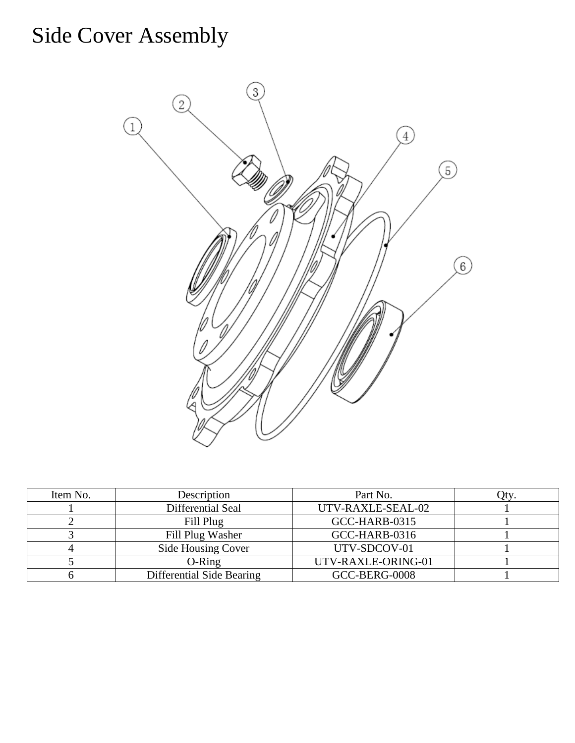# Side Cover Assembly

| Item No. | Description | Part No. | Qty. |
|---|---|---|---|
| 1 | Differential Seal | UTV-RAXLE-SEAL-02 | 1 |
| 2 | Fill Plug | GCC-HARB-0315 | 1 |
| 3 | Fill Plug Washer | GCC-HARB-0316 | 1 |
| 4 | Side Housing Cover | UTV-SDCOV-01 | 1 |
| 5 | O-Ring | UTV-RAXLE-ORING-01 | 1 |
| 6 | Differential Side Bearing | GCC-BERG-0008 | 1 |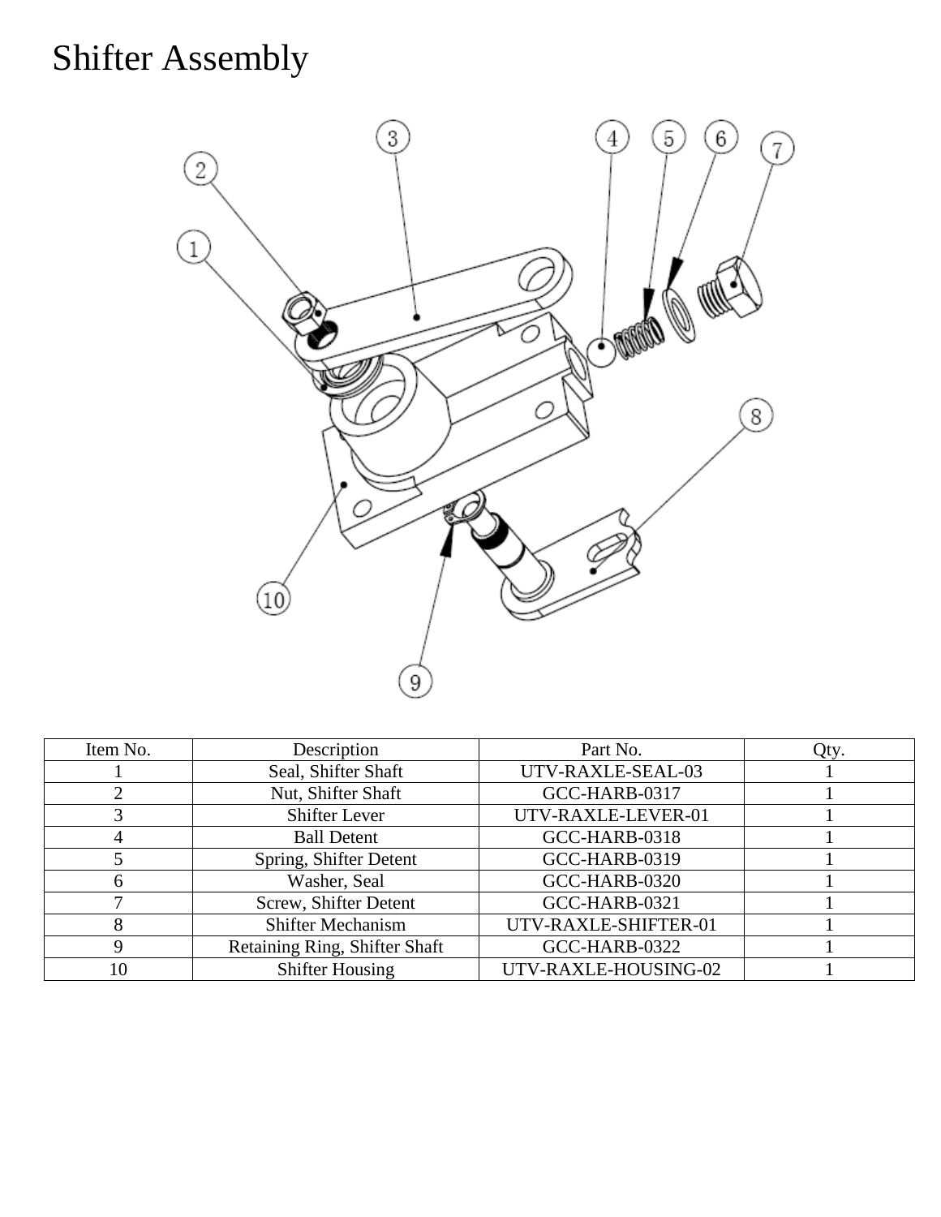# Shifter Assembly

| Item No. | Description | Part No. | Qty. |
|---|---|---|---|
| 1 | Seal, Shifter Shaft | UTV-RAXLE-SEAL-03 | 1 |
| 2 | Nut, Shifter Shaft | GCC-HARB-0317 | 1 |
| 3 | Shifter Lever | UTV-RAXLE-LEVER-01 | 1 |
| 4 | Ball Detent | GCC-HARB-0318 | 1 |
| 5 | Spring, Shifter Detent | GCC-HARB-0319 | 1 |
| 6 | Washer, Seal | GCC-HARB-0320 | 1 |
| 7 | Screw, Shifter Detent | GCC-HARB-0321 | 1 |
| 8 | Shifter Mechanism | UTV-RAXLE-SHIFTER-01 | 1 |
| 9 | Retaining Ring, Shifter Shaft | GCC-HARB-0322 | 1 |
| 10 | Shifter Housing | UTV-RAXLE-HOUSING-02 | 1 |